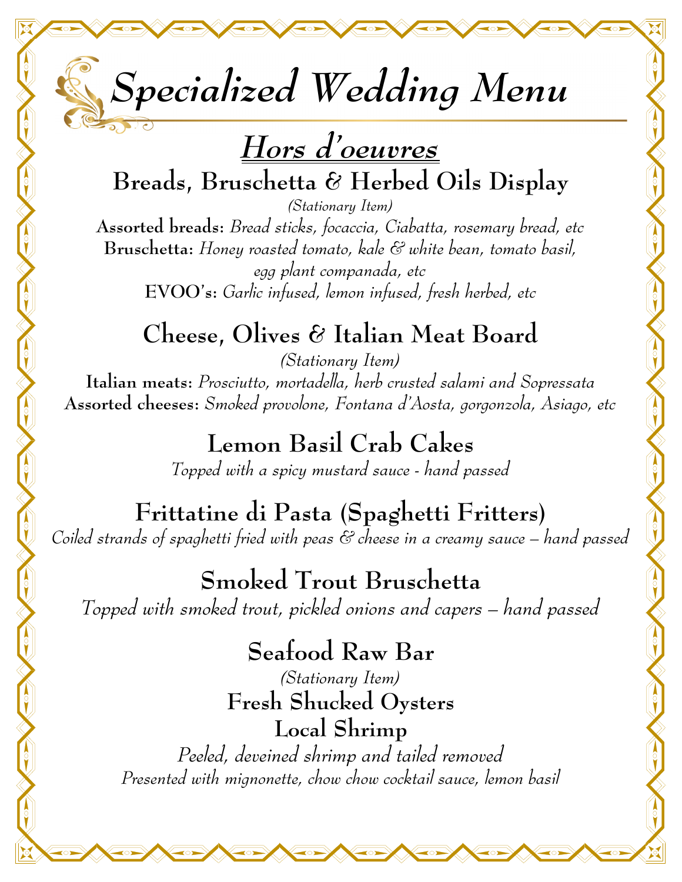# Specialized Wedding Menu

## Hors d'oeuvres

### Breads, Bruschetta & Herbed Oils Display

*(Stationary Item)*

**Assorted breads:** *Bread sticks, focaccia, Ciabatta, rosemary bread, etc*
**Bruschetta:** *Honey roasted tomato, kale & white bean, tomato basil, egg plant companada, etc*
**EVOO's:** *Garlic infused, lemon infused, fresh herbed, etc*

### Cheese, Olives & Italian Meat Board

*(Stationary Item)*

**Italian meats:** *Prosciutto, mortadella, herb crusted salami and Sopressata*
**Assorted cheeses:** *Smoked provolone, Fontana d'Aosta, gorgonzola, Asiago, etc*

### Lemon Basil Crab Cakes

*Topped with a spicy mustard sauce - hand passed*

### Frittatine di Pasta (Spaghetti Fritters)

*Coiled strands of spaghetti fried with peas & cheese in a creamy sauce – hand passed*

### Smoked Trout Bruschetta

*Topped with smoked trout, pickled onions and capers – hand passed*

### Seafood Raw Bar

*(Stationary Item)*

**Fresh Shucked Oysters**

**Local Shrimp**

*Peeled, deveined shrimp and tailed removed*
*Presented with mignonette, chow chow cocktail sauce, lemon basil*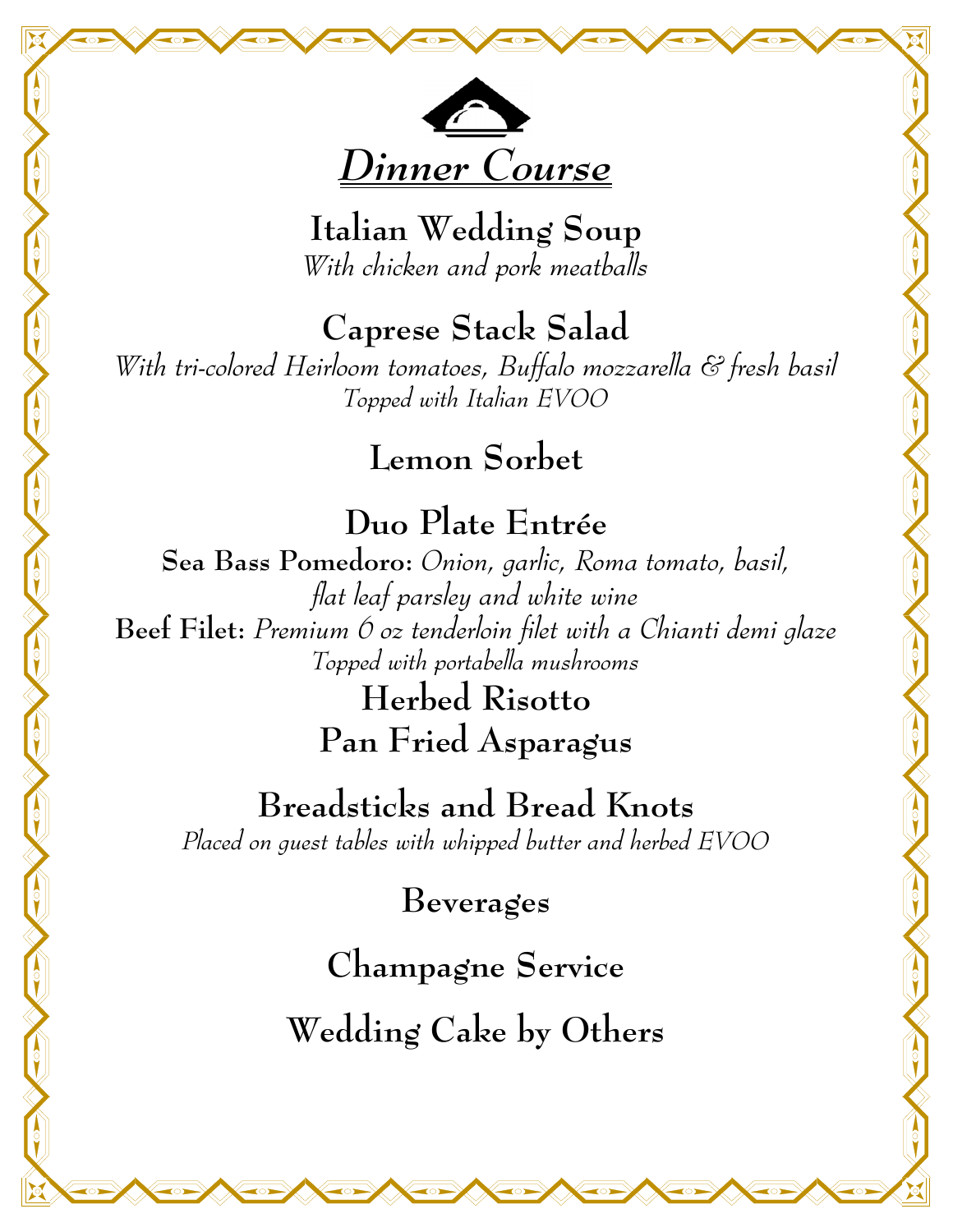# *Dinner Course*

## Italian Wedding Soup

*With chicken and pork meatballs*

## Caprese Stack Salad

*With tri-colored Heirloom tomatoes, Buffalo mozzarella & fresh basil*
*Topped with Italian EVOO*

## Lemon Sorbet

## Duo Plate Entrée

**Sea Bass Pomedoro:** *Onion, garlic, Roma tomato, basil, flat leaf parsley and white wine*

**Beef Filet:** *Premium 6 oz tenderloin filet with a Chianti demi glaze*
*Topped with portabella mushrooms*

## Herbed Risotto

## Pan Fried Asparagus

## Breadsticks and Bread Knots

*Placed on guest tables with whipped butter and herbed EVOO*

## Beverages

## Champagne Service

## Wedding Cake by Others